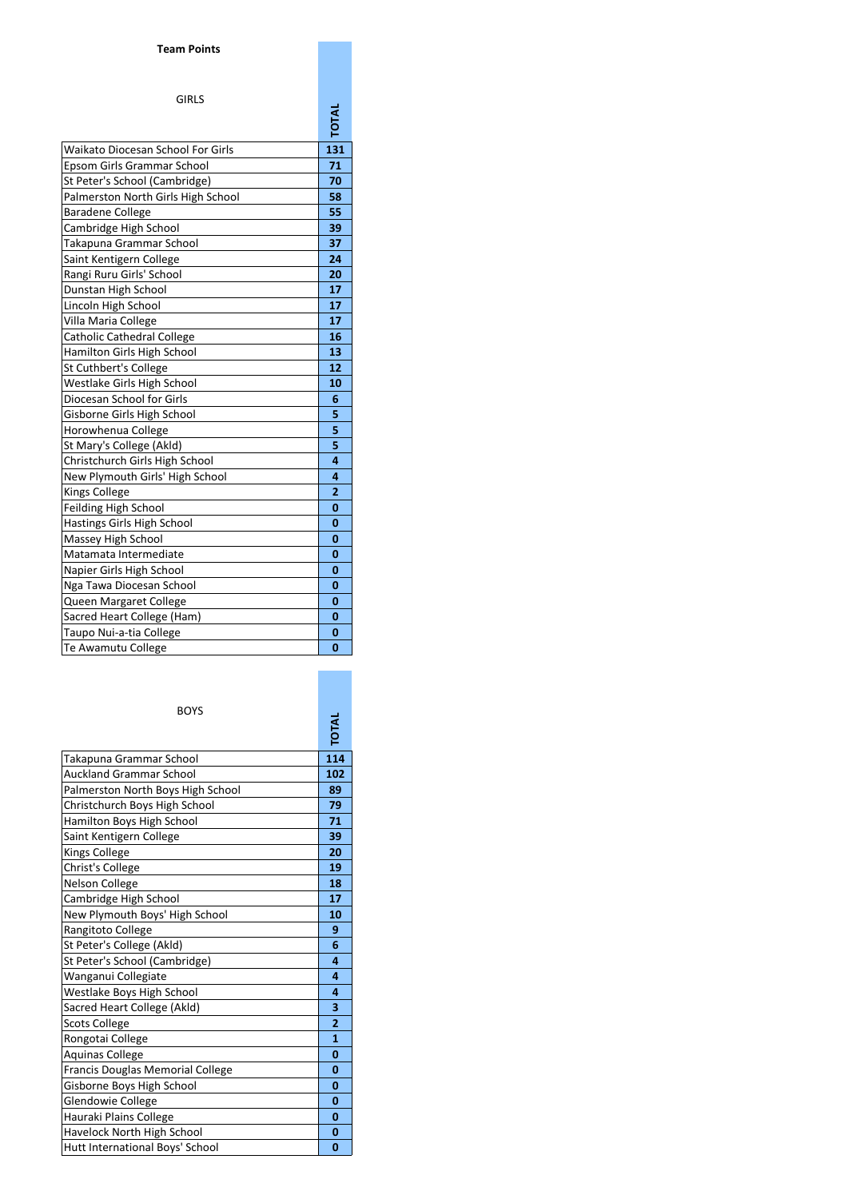**Team Points**

| GIRLS | TOTAL |
|---|---|
| Waikato Diocesan School For Girls | 131 |
| Epsom Girls Grammar School | 71 |
| St Peter's School (Cambridge) | 70 |
| Palmerston North Girls High School | 58 |
| Baradene College | 55 |
| Cambridge High School | 39 |
| Takapuna Grammar School | 37 |
| Saint Kentigern College | 24 |
| Rangi Ruru Girls' School | 20 |
| Dunstan High School | 17 |
| Lincoln High School | 17 |
| Villa Maria College | 17 |
| Catholic Cathedral College | 16 |
| Hamilton Girls High School | 13 |
| St Cuthbert's College | 12 |
| Westlake Girls High School | 10 |
| Diocesan School for Girls | 6 |
| Gisborne Girls High School | 5 |
| Horowhenua College | 5 |
| St Mary's College (Akld) | 5 |
| Christchurch Girls High School | 4 |
| New Plymouth Girls' High School | 4 |
| Kings College | 2 |
| Feilding High School | 0 |
| Hastings Girls High School | 0 |
| Massey High School | 0 |
| Matamata Intermediate | 0 |
| Napier Girls High School | 0 |
| Nga Tawa Diocesan School | 0 |
| Queen Margaret College | 0 |
| Sacred Heart College (Ham) | 0 |
| Taupo Nui-a-tia College | 0 |
| Te Awamutu College | 0 |

| BOYS | TOTAL |
|---|---|
| Takapuna Grammar School | 114 |
| Auckland Grammar School | 102 |
| Palmerston North Boys High School | 89 |
| Christchurch Boys High School | 79 |
| Hamilton Boys High School | 71 |
| Saint Kentigern College | 39 |
| Kings College | 20 |
| Christ's College | 19 |
| Nelson College | 18 |
| Cambridge High School | 17 |
| New Plymouth Boys' High School | 10 |
| Rangitoto College | 9 |
| St Peter's College (Akld) | 6 |
| St Peter's School (Cambridge) | 4 |
| Wanganui Collegiate | 4 |
| Westlake Boys High School | 4 |
| Sacred Heart College (Akld) | 3 |
| Scots College | 2 |
| Rongotai College | 1 |
| Aquinas College | 0 |
| Francis Douglas Memorial College | 0 |
| Gisborne Boys High School | 0 |
| Glendowie College | 0 |
| Hauraki Plains College | 0 |
| Havelock North High School | 0 |
| Hutt International Boys' School | 0 |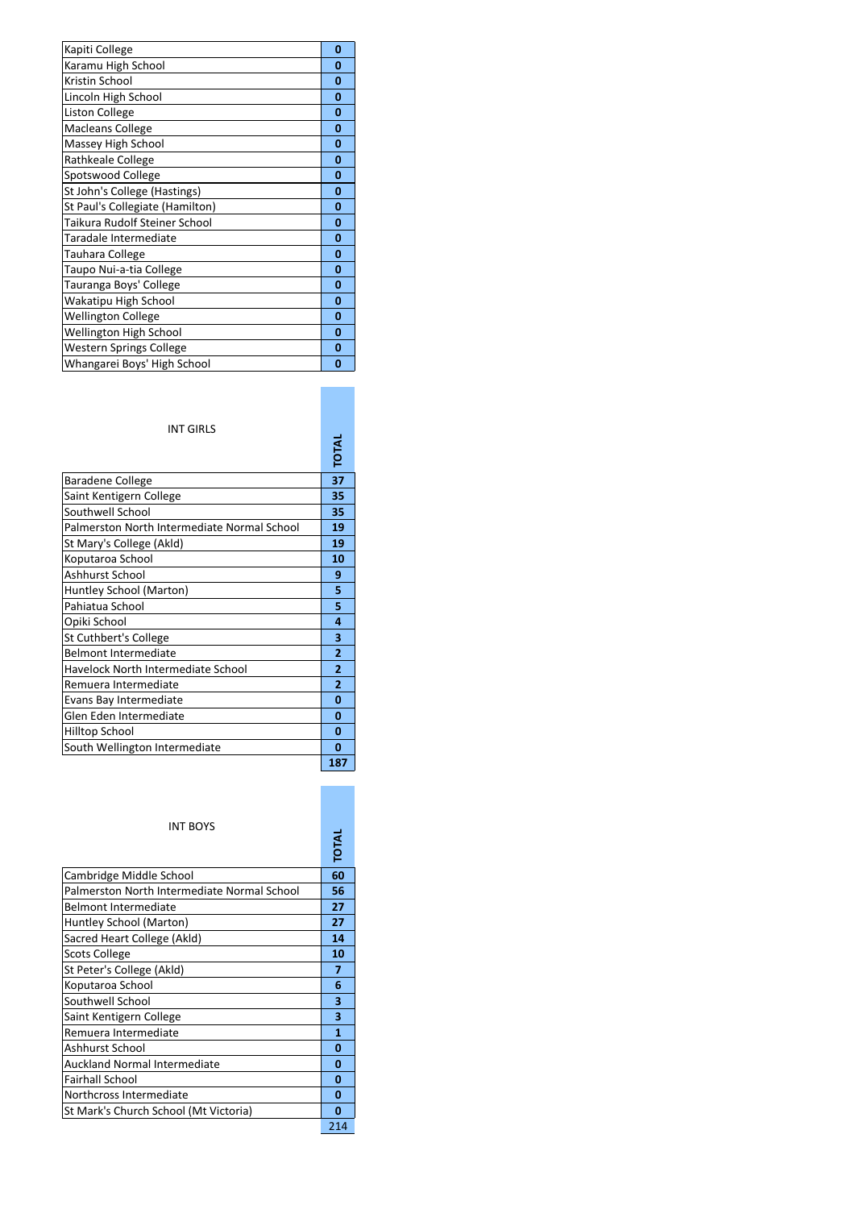| | |
|---|---|
| Kapiti College | **0** |
| Karamu High School | **0** |
| Kristin School | **0** |
| Lincoln High School | **0** |
| Liston College | **0** |
| Macleans College | **0** |
| Massey High School | **0** |
| Rathkeale College | **0** |
| Spotswood College | **0** |
| St John's College (Hastings) | **0** |
| St Paul's Collegiate (Hamilton) | **0** |
| Taikura Rudolf Steiner School | **0** |
| Taradale Intermediate | **0** |
| Tauhara College | **0** |
| Taupo Nui-a-tia College | **0** |
| Tauranga Boys' College | **0** |
| Wakatipu High School | **0** |
| Wellington College | **0** |
| Wellington High School | **0** |
| Western Springs College | **0** |
| Whangarei Boys' High School | **0** |

| INT GIRLS | **TOTAL** |
|---|---|
| Baradene College | **37** |
| Saint Kentigern College | **35** |
| Southwell School | **35** |
| Palmerston North Intermediate Normal School | **19** |
| St Mary's College (Akld) | **19** |
| Koputaroa School | **10** |
| Ashhurst School | **9** |
| Huntley School (Marton) | **5** |
| Pahiatua School | **5** |
| Opiki School | **4** |
| St Cuthbert's College | **3** |
| Belmont Intermediate | **2** |
| Havelock North Intermediate School | **2** |
| Remuera Intermediate | **2** |
| Evans Bay Intermediate | **0** |
| Glen Eden Intermediate | **0** |
| Hilltop School | **0** |
| South Wellington Intermediate | **0** |
| | **187** |

| INT BOYS | **TOTAL** |
|---|---|
| Cambridge Middle School | **60** |
| Palmerston North Intermediate Normal School | **56** |
| Belmont Intermediate | **27** |
| Huntley School (Marton) | **27** |
| Sacred Heart College (Akld) | **14** |
| Scots College | **10** |
| St Peter's College (Akld) | **7** |
| Koputaroa School | **6** |
| Southwell School | **3** |
| Saint Kentigern College | **3** |
| Remuera Intermediate | **1** |
| Ashhurst School | **0** |
| Auckland Normal Intermediate | **0** |
| Fairhall School | **0** |
| Northcross Intermediate | **0** |
| St Mark's Church School (Mt Victoria) | **0** |
| | 214 |